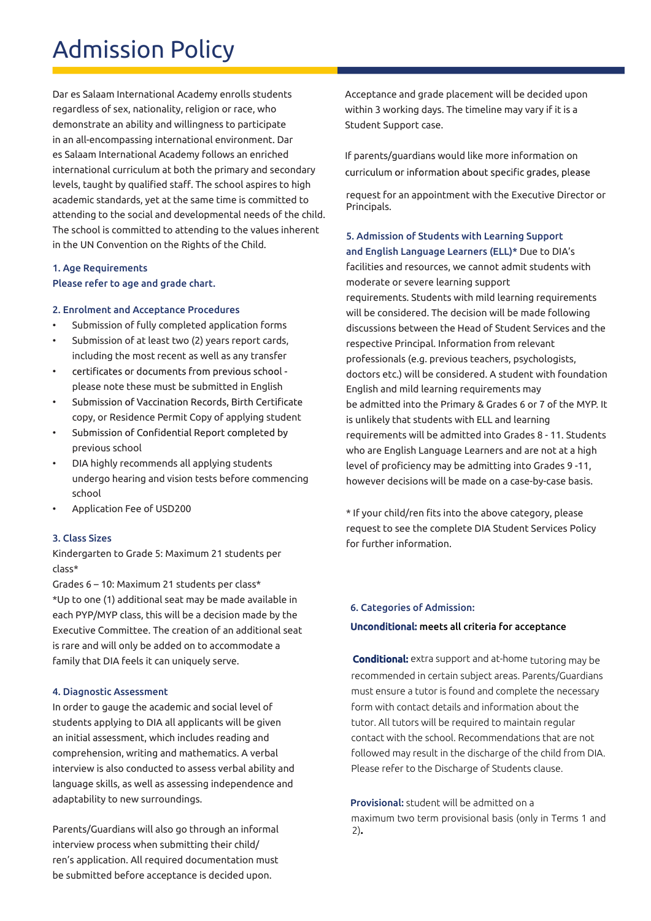# Admission Policy

Dar es Salaam International Academy enrolls students regardless of sex, nationality, religion or race, who demonstrate an ability and willingness to participate in an all-encompassing international environment. Dar es Salaam International Academy follows an enriched international curriculum at both the primary and secondary levels, taught by qualified staff. The school aspires to high academic standards, yet at the same time is committed to attending to the social and developmental needs of the child. The school is committed to attending to the values inherent in the UN Convention on the Rights of the Child.

### 1. Age Requirements

Please refer to age and grade chart.

### 2. Enrolment and Acceptance Procedures

- Submission of fully completed application forms
- Submission of at least two (2) years report cards, including the most recent as well as any transfer
- certificates or documents from previous school - please note these must be submitted in English
- Submission of Vaccination Records, Birth Certificate copy, or Residence Permit Copy of applying student
- Submission of Confidential Report completed by previous school
- DIA highly recommends all applying students undergo hearing and vision tests before commencing school
- Application Fee of USD200

### 3. Class Sizes

Kindergarten to Grade 5: Maximum 21 students per class*

Grades 6 – 10: Maximum 21 students per class*

*Up to one (1) additional seat may be made available in each PYP/MYP class, this will be a decision made by the Executive Committee. The creation of an additional seat is rare and will only be added on to accommodate a family that DIA feels it can uniquely serve.

### 4. Diagnostic Assessment

In order to gauge the academic and social level of students applying to DIA all applicants will be given an initial assessment, which includes reading and comprehension, writing and mathematics. A verbal interview is also conducted to assess verbal ability and language skills, as well as assessing independence and adaptability to new surroundings.

Parents/Guardians will also go through an informal interview process when submitting their child/ren's application. All required documentation must be submitted before acceptance is decided upon.

Acceptance and grade placement will be decided upon within 3 working days. The timeline may vary if it is a Student Support case.

If parents/guardians would like more information on curriculum or information about specific grades, please request for an appointment with the Executive Director or Principals.

### 5. Admission of Students with Learning Support and English Language Learners (ELL)*

Due to DIA's facilities and resources, we cannot admit students with moderate or severe learning support requirements. Students with mild learning requirements will be considered. The decision will be made following discussions between the Head of Student Services and the respective Principal. Information from relevant professionals (e.g. previous teachers, psychologists, doctors etc.) will be considered. A student with foundation English and mild learning requirements may be admitted into the Primary & Grades 6 or 7 of the MYP. It is unlikely that students with ELL and learning requirements will be admitted into Grades 8 - 11. Students who are English Language Learners and are not at a high level of proficiency may be admitting into Grades 9 -11, however decisions will be made on a case-by-case basis.

* If your child/ren fits into the above category, please request to see the complete DIA Student Services Policy for further information.

### 6. Categories of Admission:

**Unconditional:** meets all criteria for acceptance

**Conditional:** extra support and at-home tutoring may be recommended in certain subject areas. Parents/Guardians must ensure a tutor is found and complete the necessary form with contact details and information about the tutor. All tutors will be required to maintain regular contact with the school. Recommendations that are not followed may result in the discharge of the child from DIA. Please refer to the Discharge of Students clause.

**Provisional:** student will be admitted on a maximum two term provisional basis (only in Terms 1 and 2).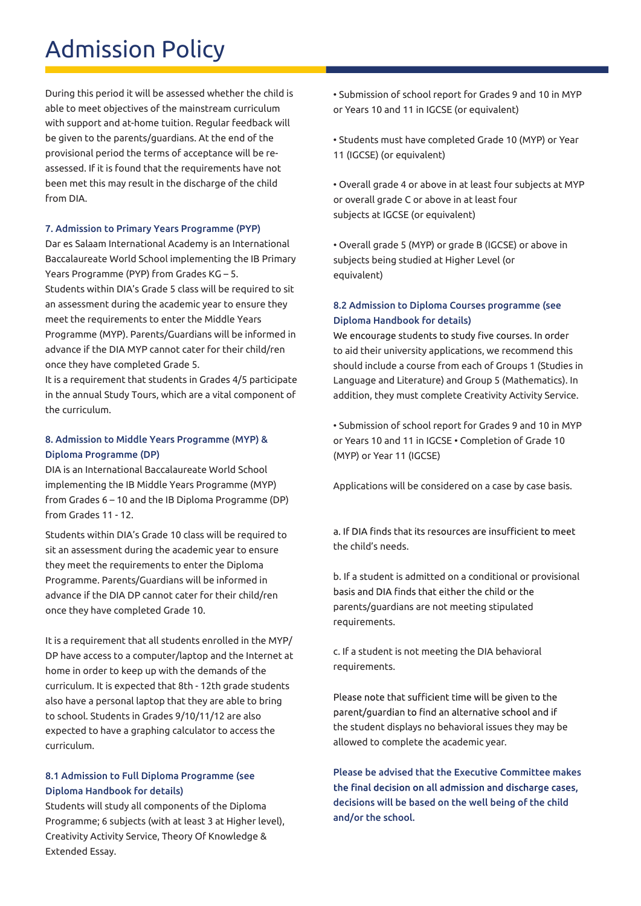# Admission Policy

During this period it will be assessed whether the child is able to meet objectives of the mainstream curriculum with support and at-home tuition. Regular feedback will be given to the parents/guardians. At the end of the provisional period the terms of acceptance will be re-assessed. If it is found that the requirements have not been met this may result in the discharge of the child from DIA.

### 7. Admission to Primary Years Programme (PYP)

Dar es Salaam International Academy is an International Baccalaureate World School implementing the IB Primary Years Programme (PYP) from Grades KG – 5.
Students within DIA's Grade 5 class will be required to sit an assessment during the academic year to ensure they meet the requirements to enter the Middle Years Programme (MYP). Parents/Guardians will be informed in advance if the DIA MYP cannot cater for their child/ren once they have completed Grade 5.
It is a requirement that students in Grades 4/5 participate in the annual Study Tours, which are a vital component of the curriculum.

### 8. Admission to Middle Years Programme (MYP) & Diploma Programme (DP)

DIA is an International Baccalaureate World School implementing the IB Middle Years Programme (MYP) from Grades 6 – 10 and the IB Diploma Programme (DP) from Grades 11 - 12.

Students within DIA's Grade 10 class will be required to sit an assessment during the academic year to ensure they meet the requirements to enter the Diploma Programme. Parents/Guardians will be informed in advance if the DIA DP cannot cater for their child/ren once they have completed Grade 10.

It is a requirement that all students enrolled in the MYP/DP have access to a computer/laptop and the Internet at home in order to keep up with the demands of the curriculum. It is expected that 8th - 12th grade students also have a personal laptop that they are able to bring to school. Students in Grades 9/10/11/12 are also expected to have a graphing calculator to access the curriculum.

### 8.1 Admission to Full Diploma Programme (see Diploma Handbook for details)

Students will study all components of the Diploma Programme; 6 subjects (with at least 3 at Higher level), Creativity Activity Service, Theory Of Knowledge & Extended Essay.

- Submission of school report for Grades 9 and 10 in MYP or Years 10 and 11 in IGCSE (or equivalent)
- Students must have completed Grade 10 (MYP) or Year 11 (IGCSE) (or equivalent)
- Overall grade 4 or above in at least four subjects at MYP or overall grade C or above in at least four subjects at IGCSE (or equivalent)
- Overall grade 5 (MYP) or grade B (IGCSE) or above in subjects being studied at Higher Level (or equivalent)

### 8.2 Admission to Diploma Courses programme (see Diploma Handbook for details)

We encourage students to study five courses. In order to aid their university applications, we recommend this should include a course from each of Groups 1 (Studies in Language and Literature) and Group 5 (Mathematics). In addition, they must complete Creativity Activity Service.

- Submission of school report for Grades 9 and 10 in MYP or Years 10 and 11 in IGCSE • Completion of Grade 10 (MYP) or Year 11 (IGCSE)

Applications will be considered on a case by case basis.

a. If DIA finds that its resources are insufficient to meet the child's needs.

b. If a student is admitted on a conditional or provisional basis and DIA finds that either the child or the parents/guardians are not meeting stipulated requirements.

c. If a student is not meeting the DIA behavioral requirements.

Please note that sufficient time will be given to the parent/guardian to find an alternative school and if the student displays no behavioral issues they may be allowed to complete the academic year.

**Please be advised that the Executive Committee makes the final decision on all admission and discharge cases, decisions will be based on the well being of the child and/or the school.**